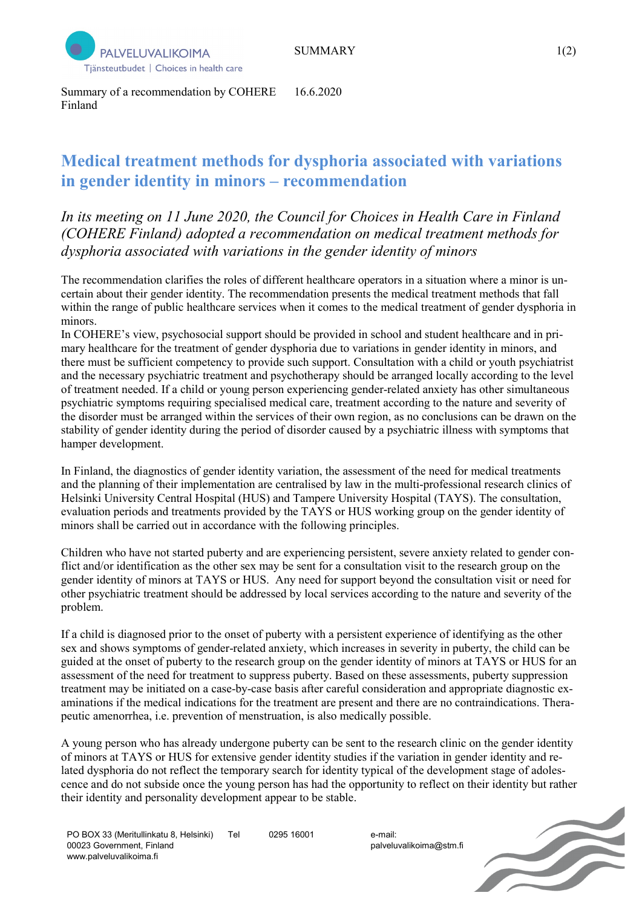Summary of a recommendation by COHERE Finland 16.6.2020

# Medical treatment methods for dysphoria associated with variations in gender identity in minors – recommendation

*In its meeting on 11 June 2020, the Council for Choices in Health Care in Finland (COHERE Finland) adopted a recommendation on medical treatment methods for dysphoria associated with variations in the gender identity of minors*

The recommendation clarifies the roles of different healthcare operators in a situation where a minor is uncertain about their gender identity. The recommendation presents the medical treatment methods that fall within the range of public healthcare services when it comes to the medical treatment of gender dysphoria in minors.
In COHERE's view, psychosocial support should be provided in school and student healthcare and in primary healthcare for the treatment of gender dysphoria due to variations in gender identity in minors, and there must be sufficient competency to provide such support. Consultation with a child or youth psychiatrist and the necessary psychiatric treatment and psychotherapy should be arranged locally according to the level of treatment needed. If a child or young person experiencing gender-related anxiety has other simultaneous psychiatric symptoms requiring specialised medical care, treatment according to the nature and severity of the disorder must be arranged within the services of their own region, as no conclusions can be drawn on the stability of gender identity during the period of disorder caused by a psychiatric illness with symptoms that hamper development.

In Finland, the diagnostics of gender identity variation, the assessment of the need for medical treatments and the planning of their implementation are centralised by law in the multi-professional research clinics of Helsinki University Central Hospital (HUS) and Tampere University Hospital (TAYS). The consultation, evaluation periods and treatments provided by the TAYS or HUS working group on the gender identity of minors shall be carried out in accordance with the following principles.

Children who have not started puberty and are experiencing persistent, severe anxiety related to gender conflict and/or identification as the other sex may be sent for a consultation visit to the research group on the gender identity of minors at TAYS or HUS. Any need for support beyond the consultation visit or need for other psychiatric treatment should be addressed by local services according to the nature and severity of the problem.

If a child is diagnosed prior to the onset of puberty with a persistent experience of identifying as the other sex and shows symptoms of gender-related anxiety, which increases in severity in puberty, the child can be guided at the onset of puberty to the research group on the gender identity of minors at TAYS or HUS for an assessment of the need for treatment to suppress puberty. Based on these assessments, puberty suppression treatment may be initiated on a case-by-case basis after careful consideration and appropriate diagnostic examinations if the medical indications for the treatment are present and there are no contraindications. Therapeutic amenorrhea, i.e. prevention of menstruation, is also medically possible.

A young person who has already undergone puberty can be sent to the research clinic on the gender identity of minors at TAYS or HUS for extensive gender identity studies if the variation in gender identity and related dysphoria do not reflect the temporary search for identity typical of the development stage of adolescence and do not subside once the young person has had the opportunity to reflect on their identity but rather their identity and personality development appear to be stable.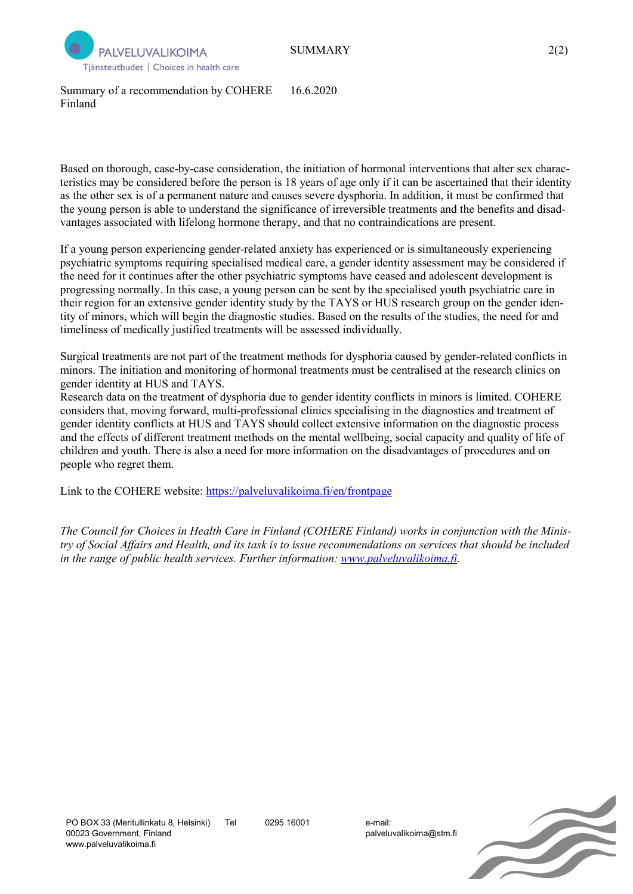Summary of a recommendation by COHERE Finland 16.6.2020

Based on thorough, case-by-case consideration, the initiation of hormonal interventions that alter sex characteristics may be considered before the person is 18 years of age only if it can be ascertained that their identity as the other sex is of a permanent nature and causes severe dysphoria. In addition, it must be confirmed that the young person is able to understand the significance of irreversible treatments and the benefits and disadvantages associated with lifelong hormone therapy, and that no contraindications are present.

If a young person experiencing gender-related anxiety has experienced or is simultaneously experiencing psychiatric symptoms requiring specialised medical care, a gender identity assessment may be considered if the need for it continues after the other psychiatric symptoms have ceased and adolescent development is progressing normally. In this case, a young person can be sent by the specialised youth psychiatric care in their region for an extensive gender identity study by the TAYS or HUS research group on the gender identity of minors, which will begin the diagnostic studies. Based on the results of the studies, the need for and timeliness of medically justified treatments will be assessed individually.

Surgical treatments are not part of the treatment methods for dysphoria caused by gender-related conflicts in minors. The initiation and monitoring of hormonal treatments must be centralised at the research clinics on gender identity at HUS and TAYS.
Research data on the treatment of dysphoria due to gender identity conflicts in minors is limited. COHERE considers that, moving forward, multi-professional clinics specialising in the diagnostics and treatment of gender identity conflicts at HUS and TAYS should collect extensive information on the diagnostic process and the effects of different treatment methods on the mental wellbeing, social capacity and quality of life of children and youth. There is also a need for more information on the disadvantages of procedures and on people who regret them.

Link to the COHERE website: [https://palveluvalikoima.fi/en/frontpage](https://palveluvalikoima.fi/en/frontpage)

*The Council for Choices in Health Care in Finland (COHERE Finland) works in conjunction with the Ministry of Social Affairs and Health, and its task is to issue recommendations on services that should be included in the range of public health services. Further information: [www.palveluvalikoima.fi](http://www.palveluvalikoima.fi).*